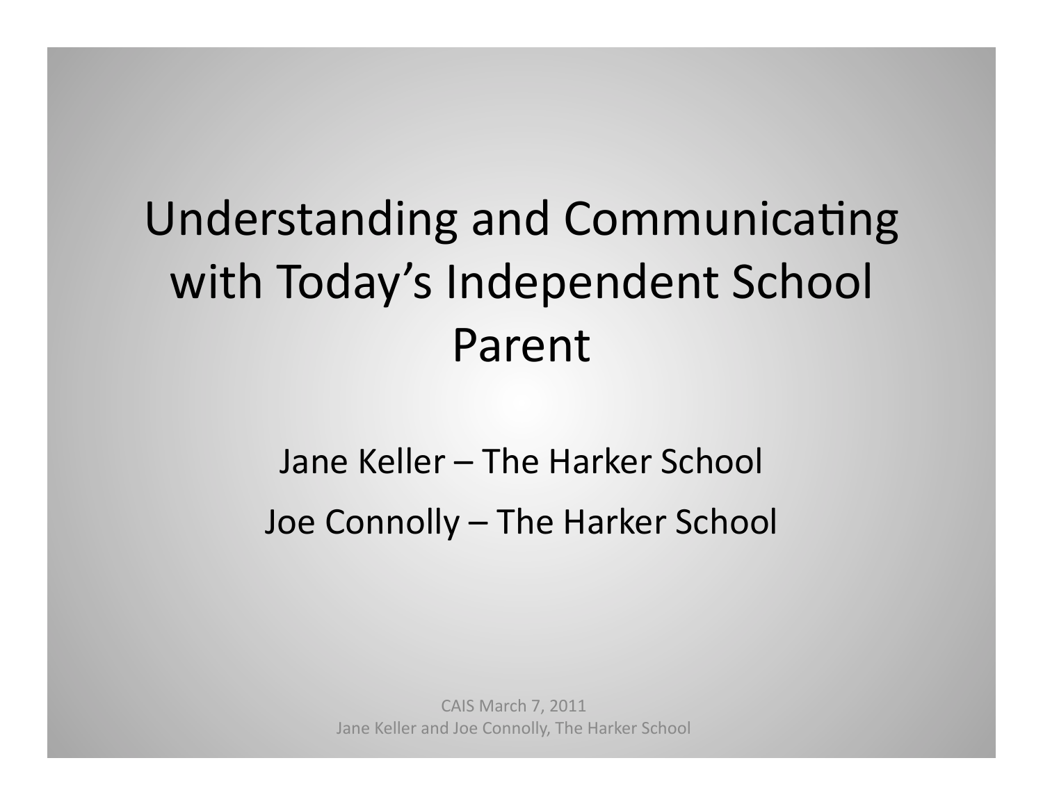# Understanding and Communicating with Today's Independent School Parent

Jane Keller – The Harker School

Joe Connolly – The Harker School

CAIS March 7, 2011
Jane Keller and Joe Connolly, The Harker School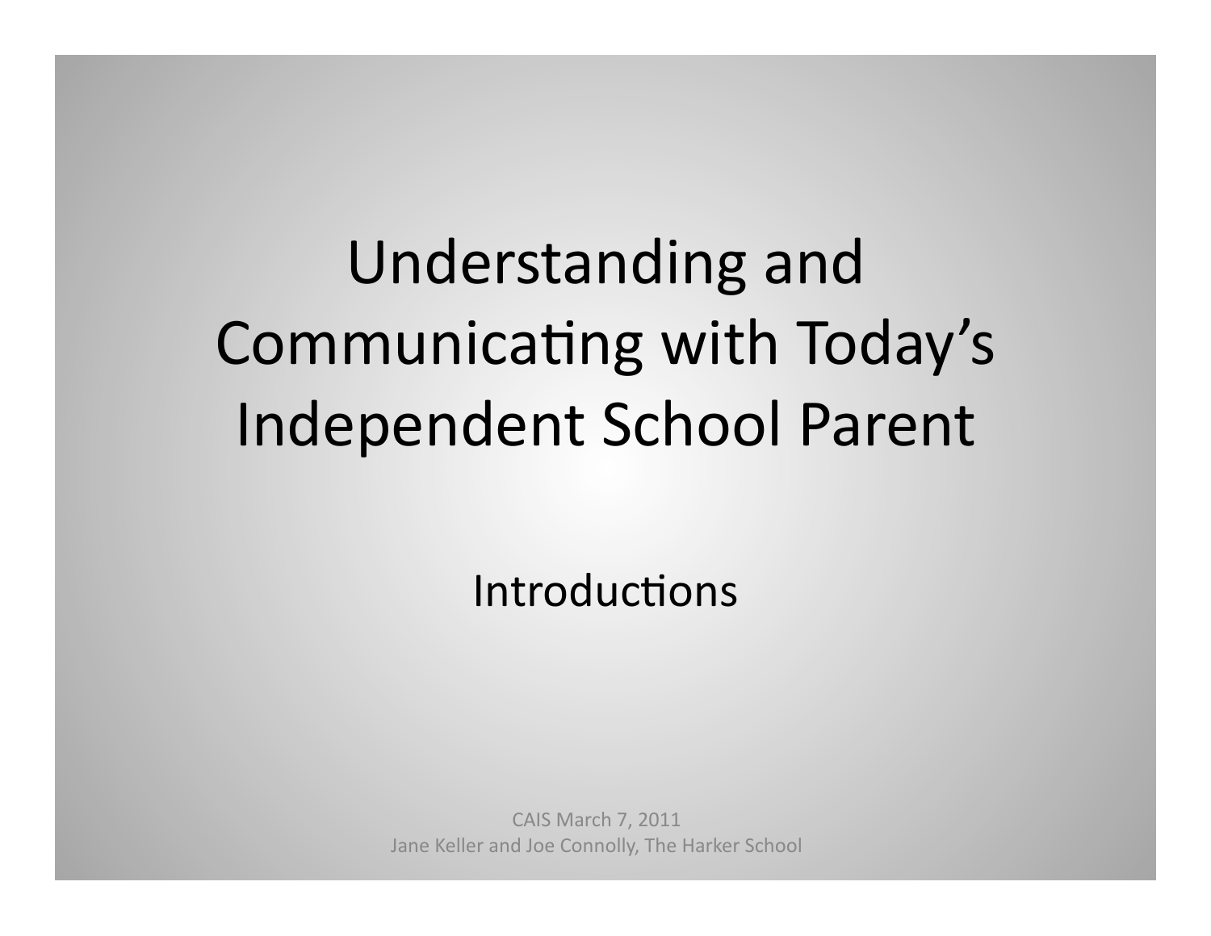# Understanding and Communicating with Today's Independent School Parent

Introductions

CAIS March 7, 2011
Jane Keller and Joe Connolly, The Harker School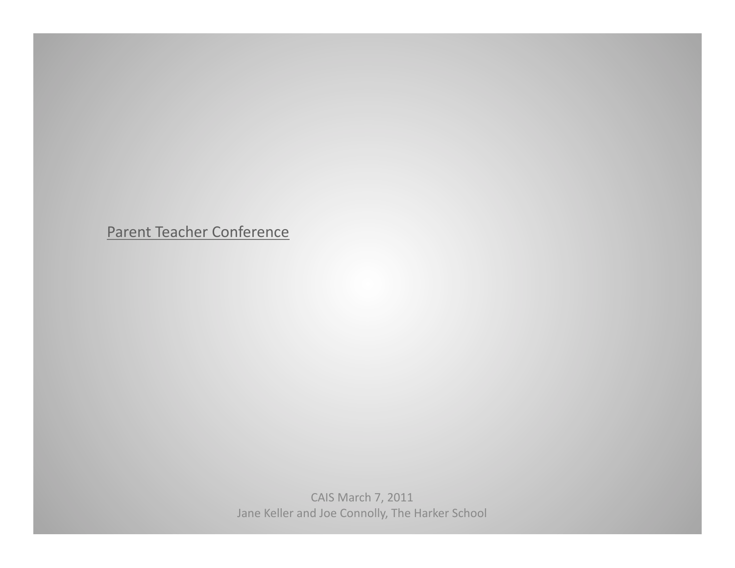<u>Parent Teacher Conference</u>

CAIS March 7, 2011

Jane Keller and Joe Connolly, The Harker School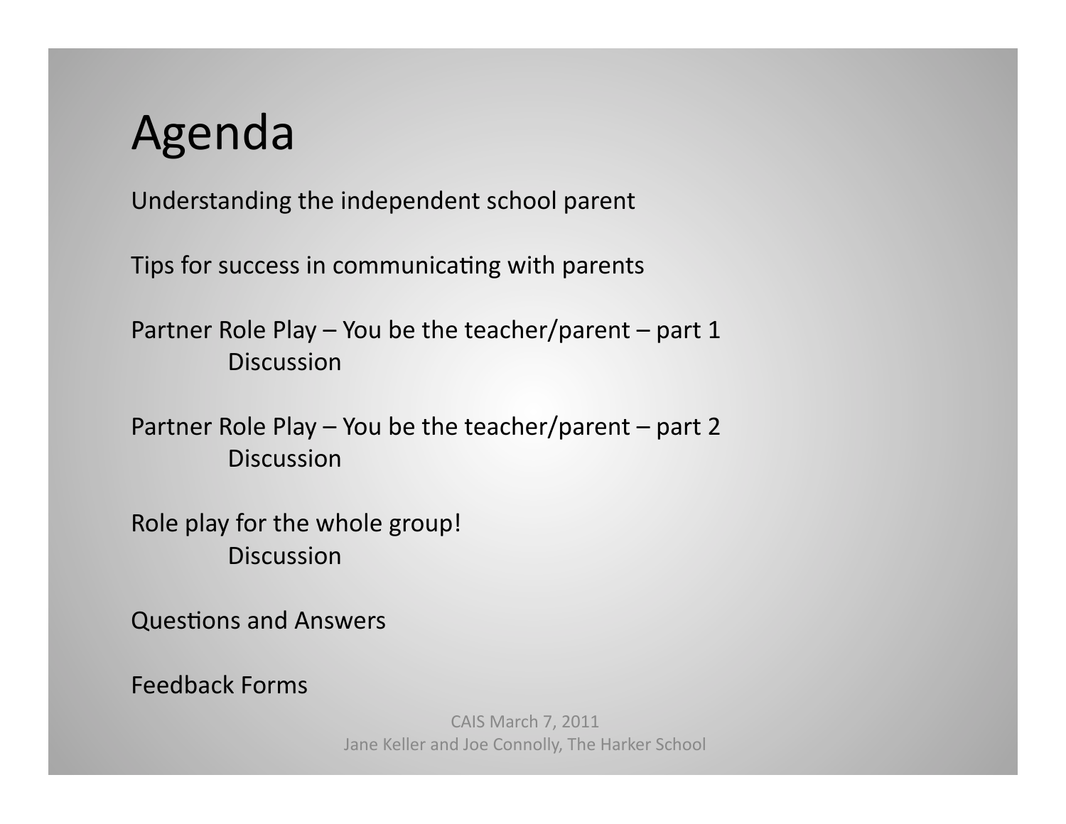# Agenda

Understanding the independent school parent

Tips for success in communicating with parents

Partner Role Play – You be the teacher/parent – part 1
- Discussion

Partner Role Play – You be the teacher/parent – part 2
- Discussion

Role play for the whole group!
- Discussion

Questions and Answers

Feedback Forms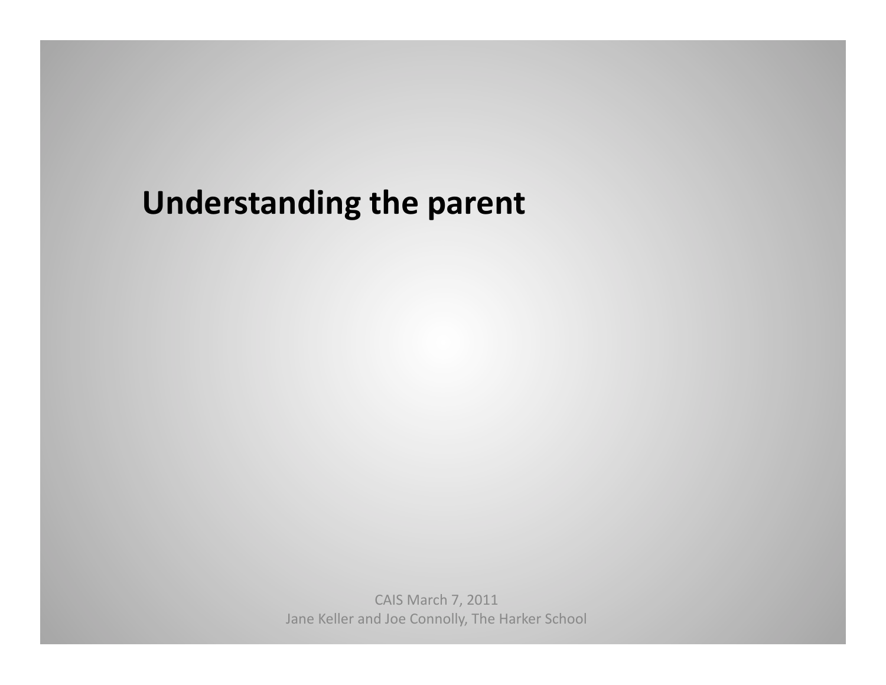# Understanding the parent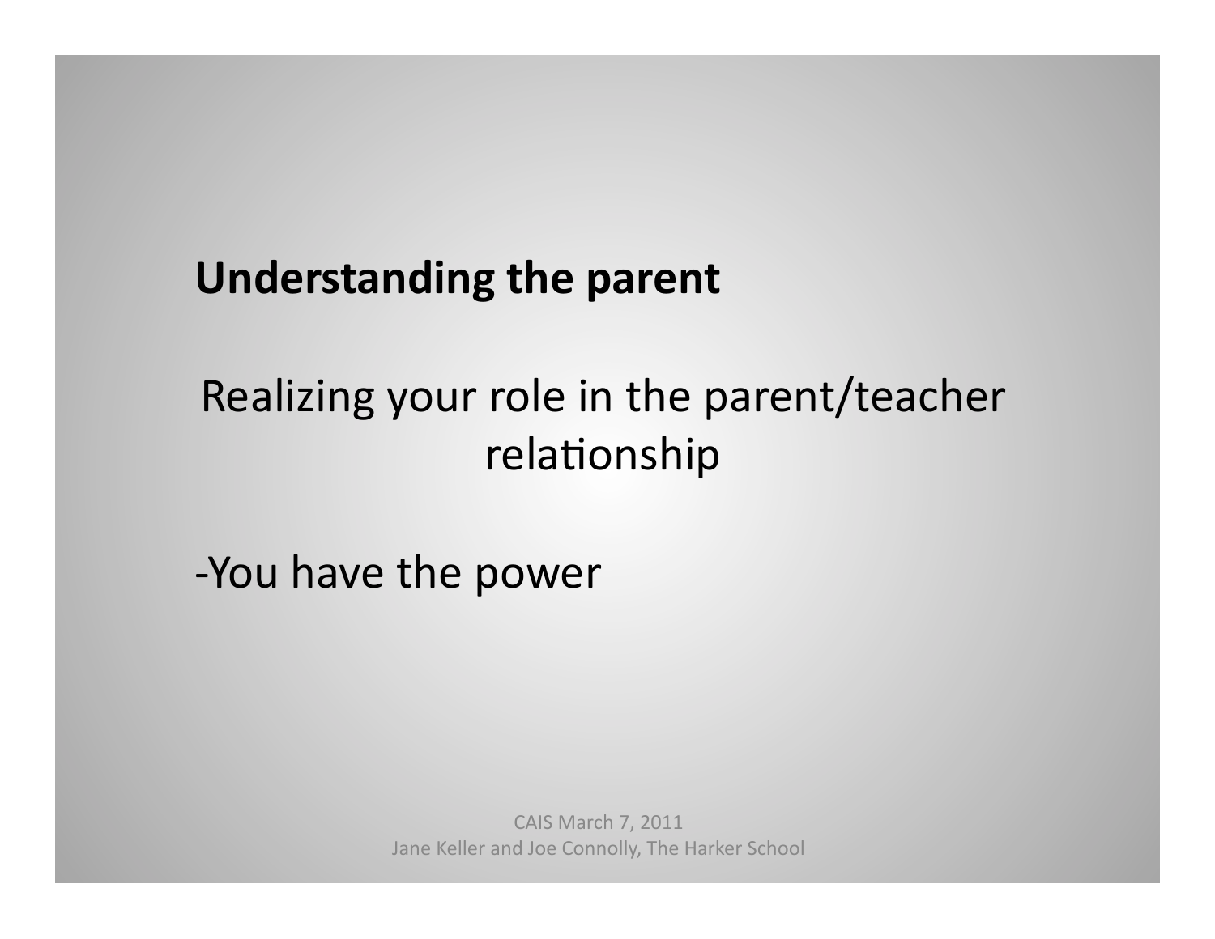**Understanding the parent**

Realizing your role in the parent/teacher relationship

-You have the power

CAIS March 7, 2011
Jane Keller and Joe Connolly, The Harker School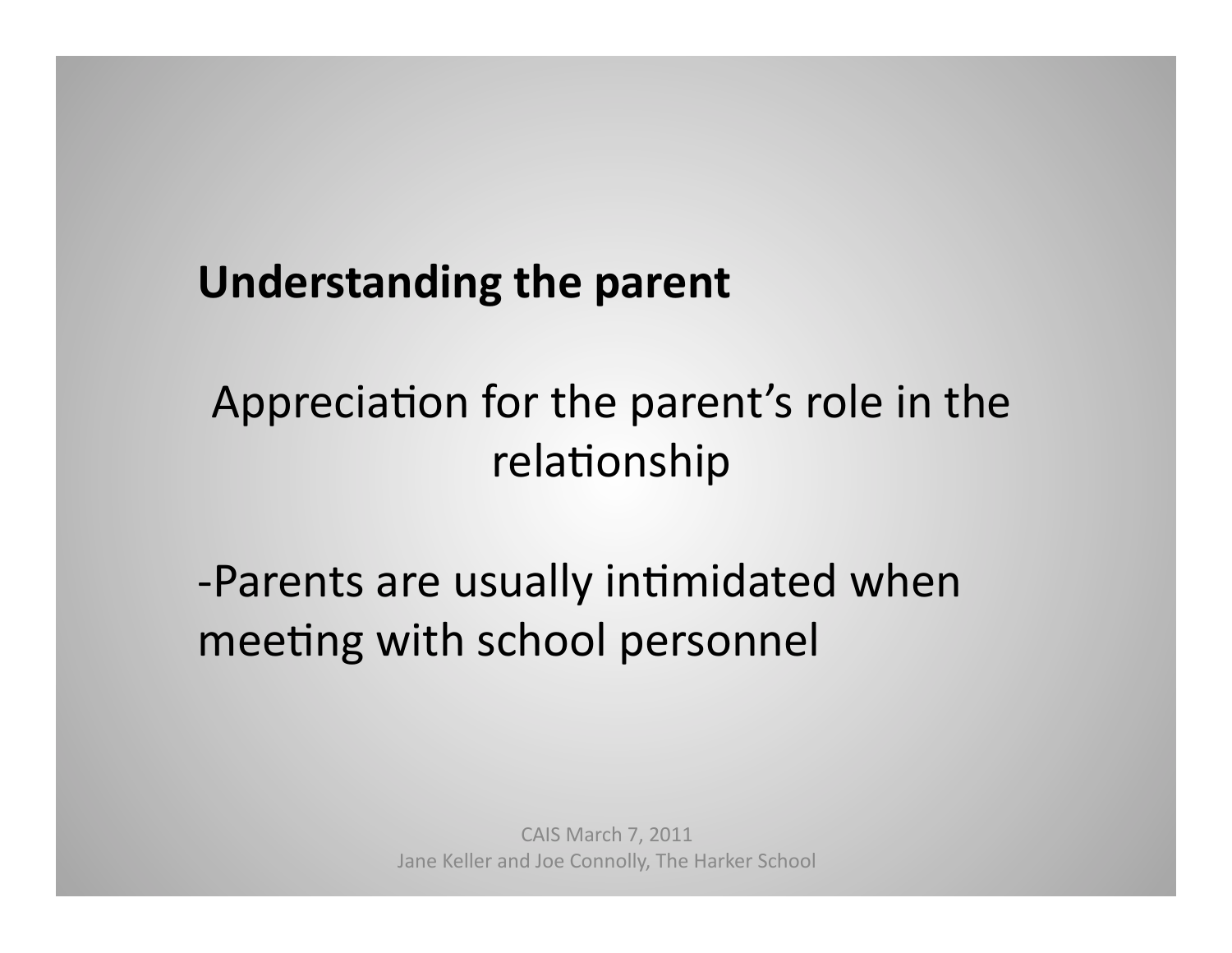**Understanding the parent**

Appreciation for the parent's role in the relationship

-Parents are usually intimidated when meeting with school personnel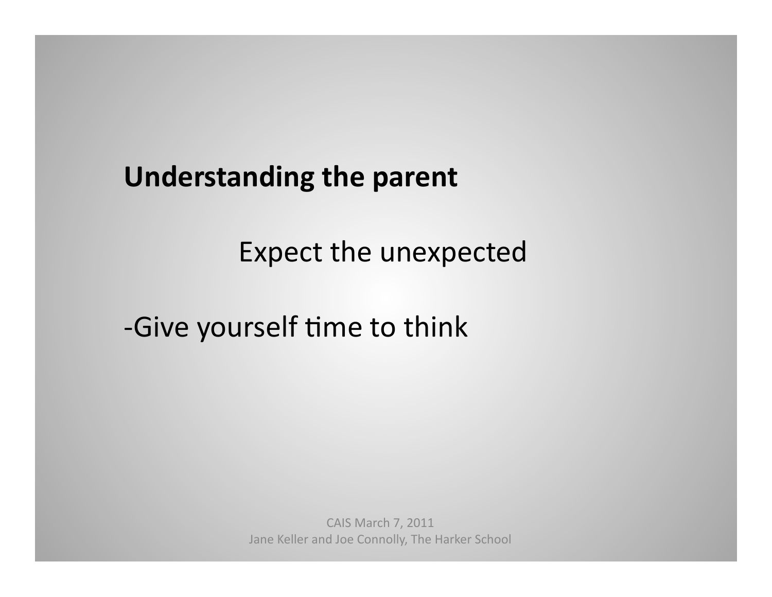**Understanding the parent**

Expect the unexpected

-Give yourself time to think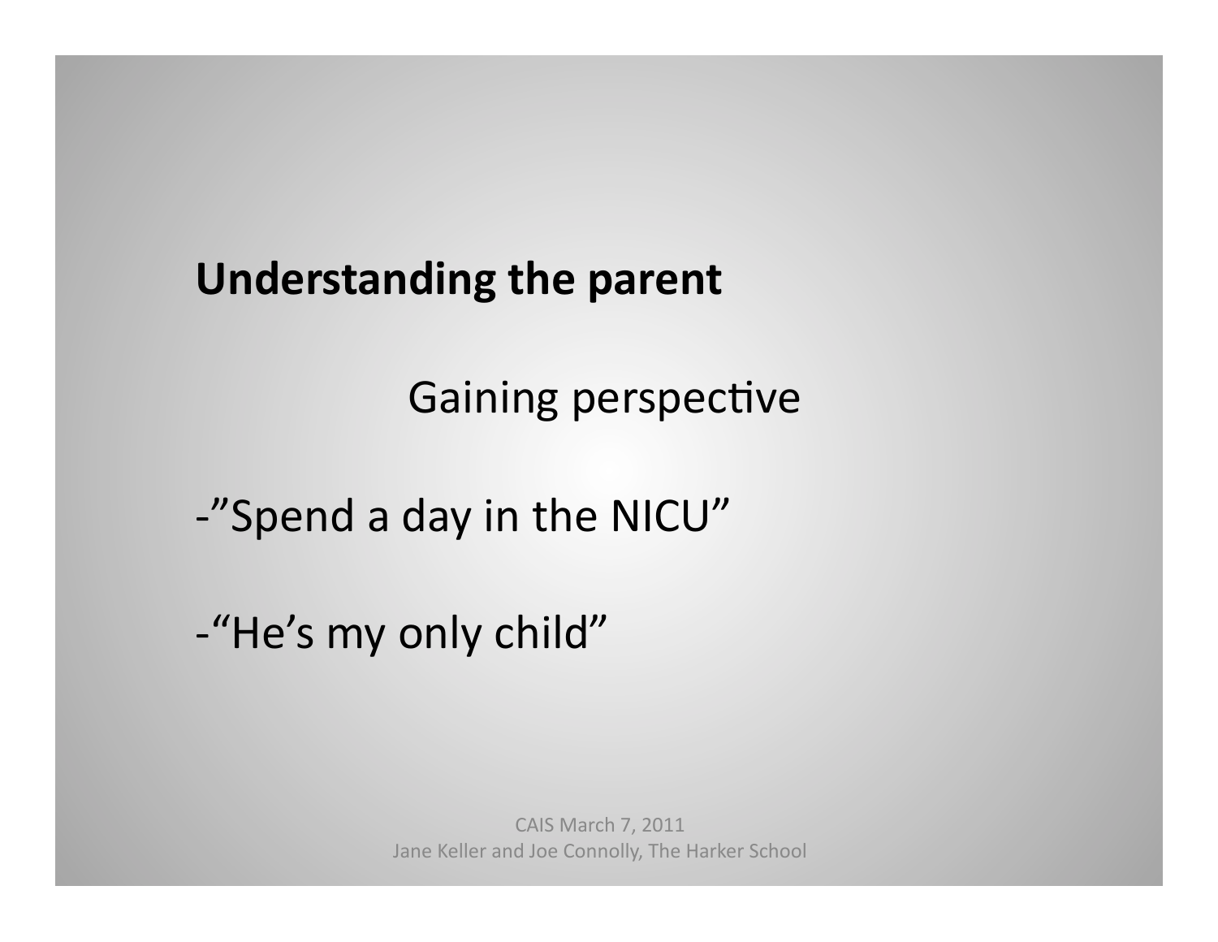**Understanding the parent**

Gaining perspective

-"Spend a day in the NICU"

-"He's my only child"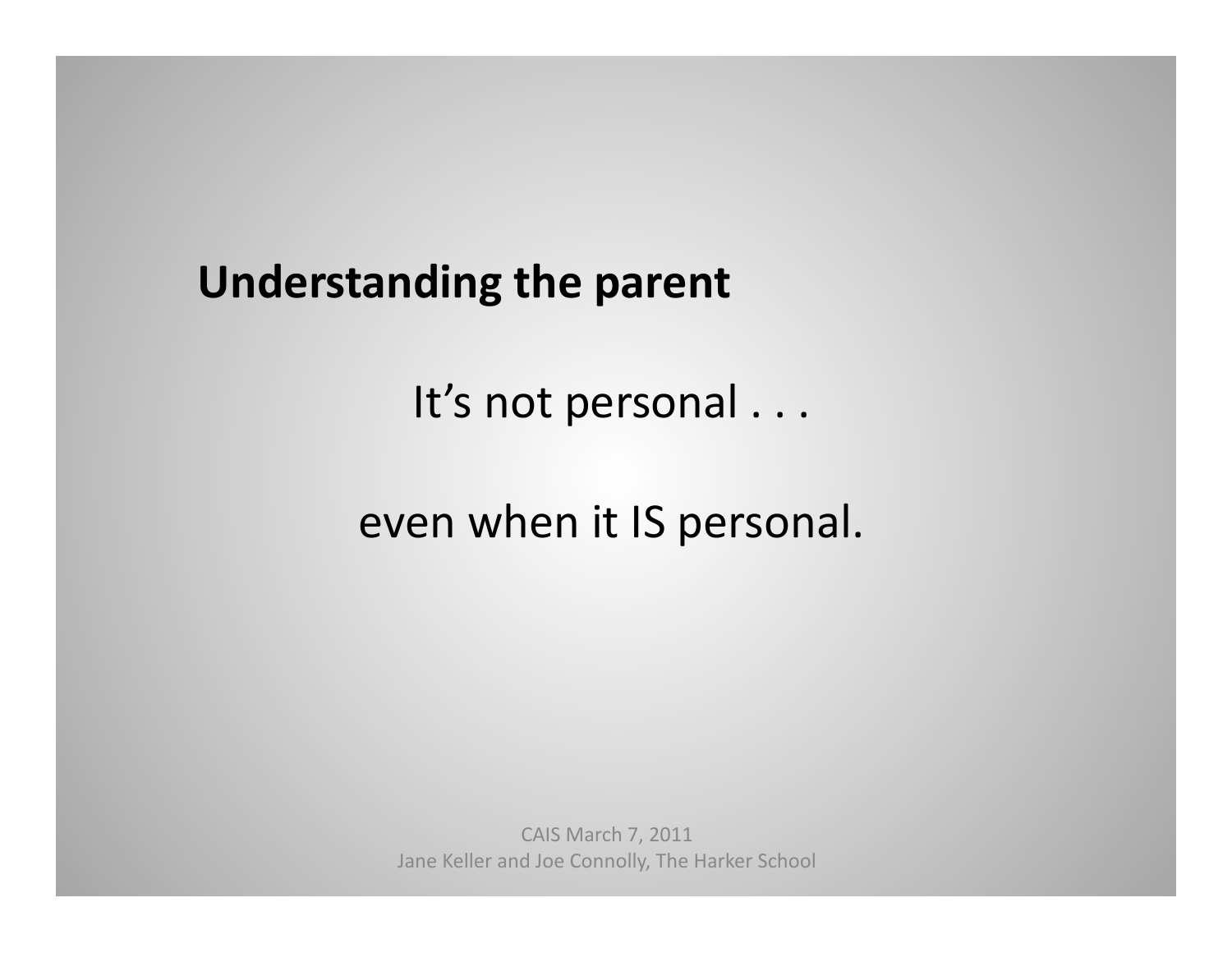**Understanding the parent**

It's not personal . . .

even when it IS personal.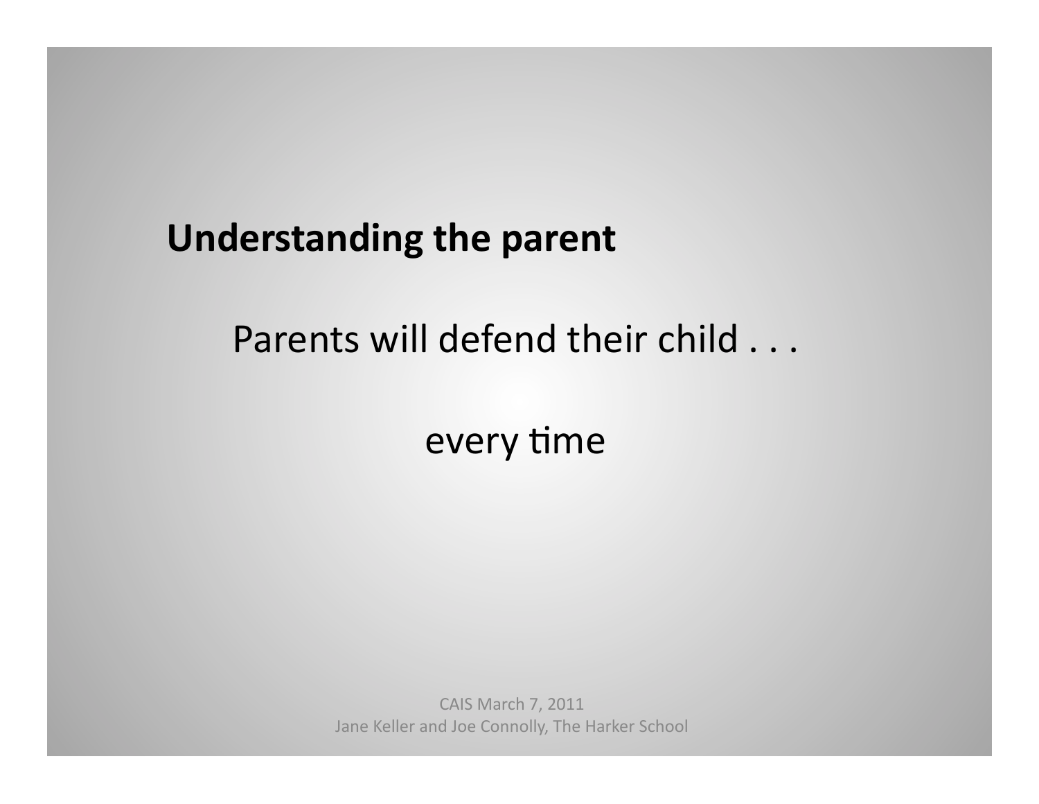## Understanding the parent

Parents will defend their child . . .

every time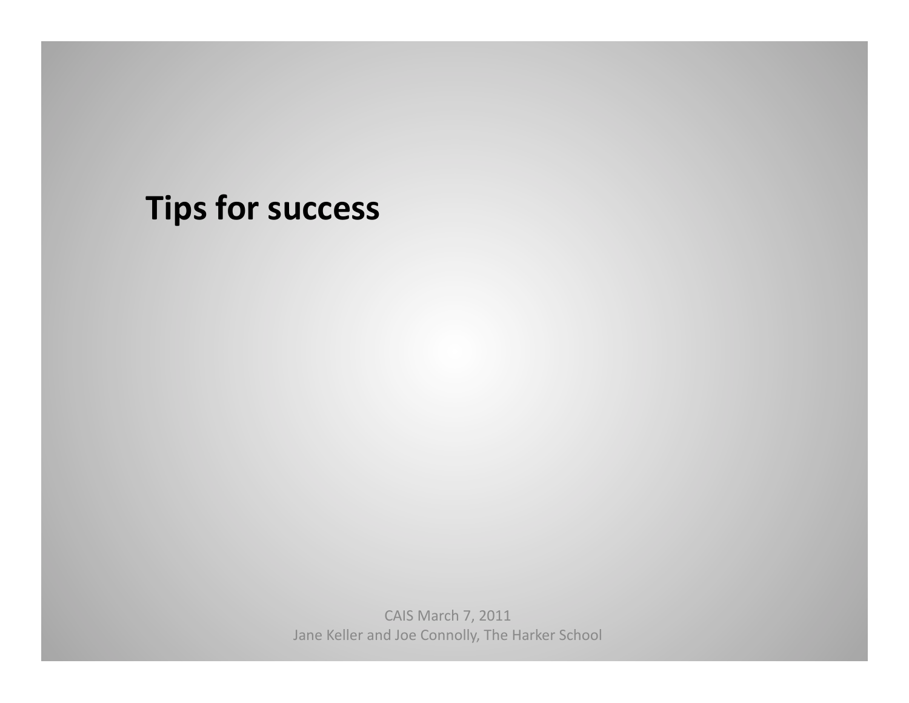# Tips for success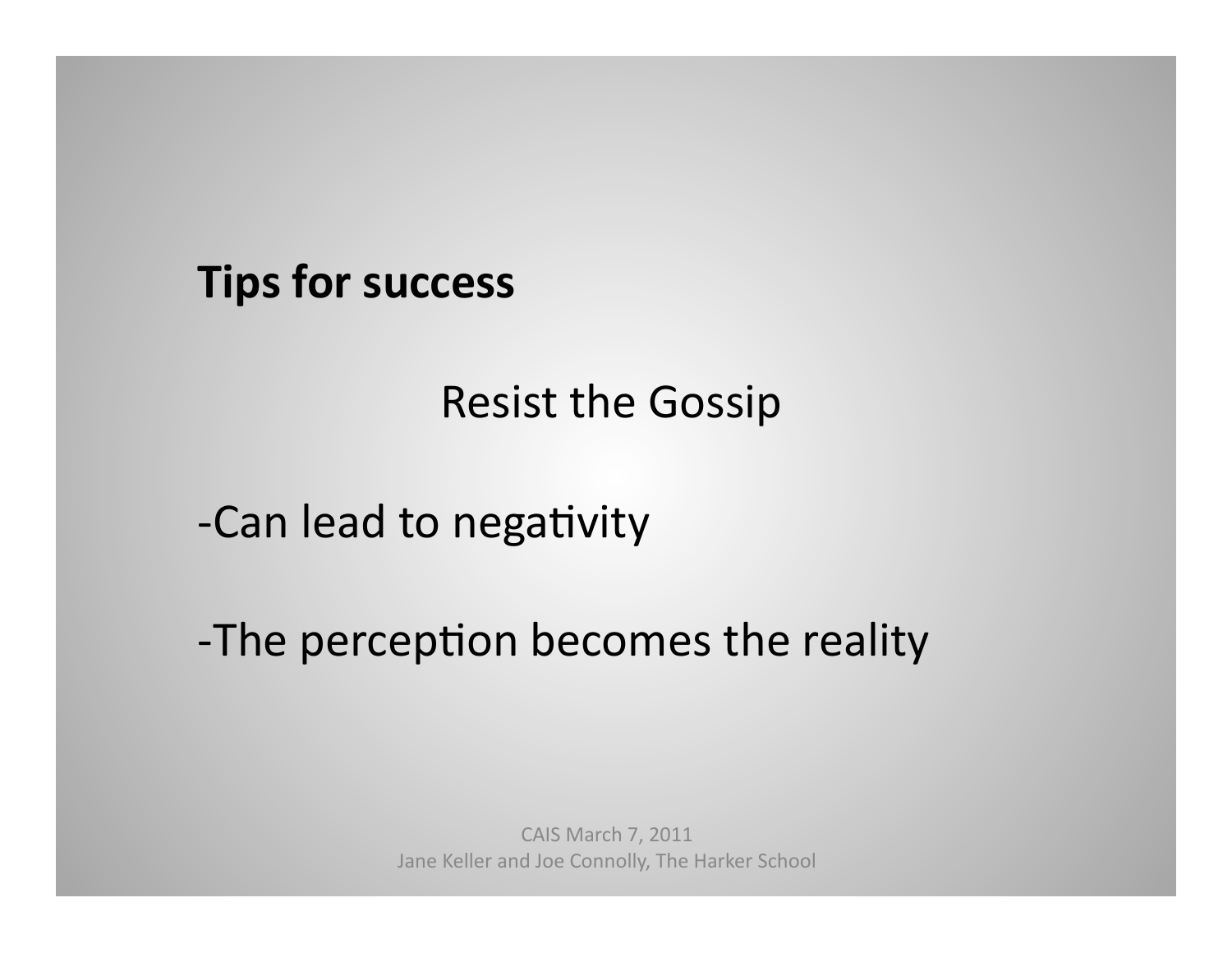**Tips for success**

Resist the Gossip

-Can lead to negativity

-The perception becomes the reality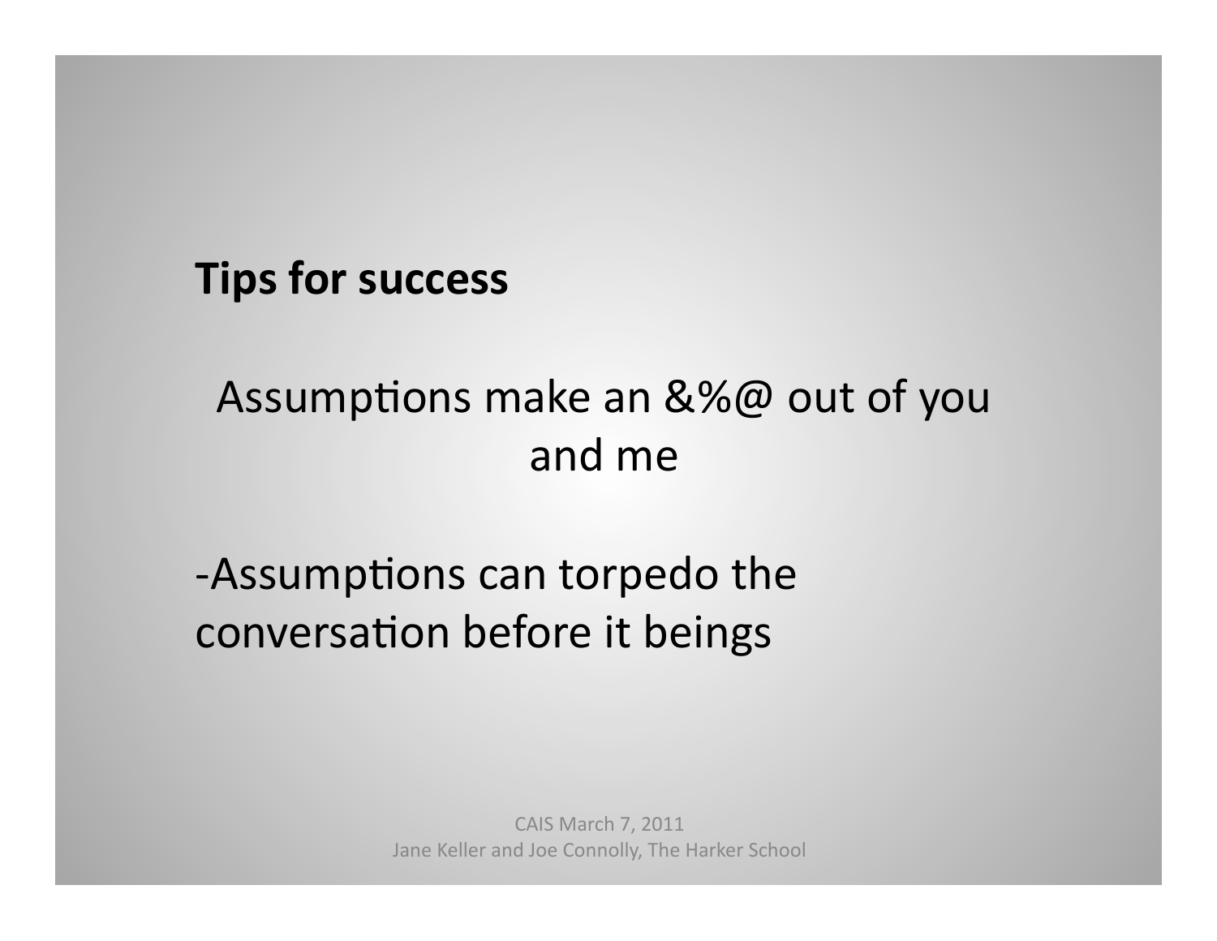**Tips for success**

Assumptions make an &%@ out of you and me

-Assumptions can torpedo the conversation before it beings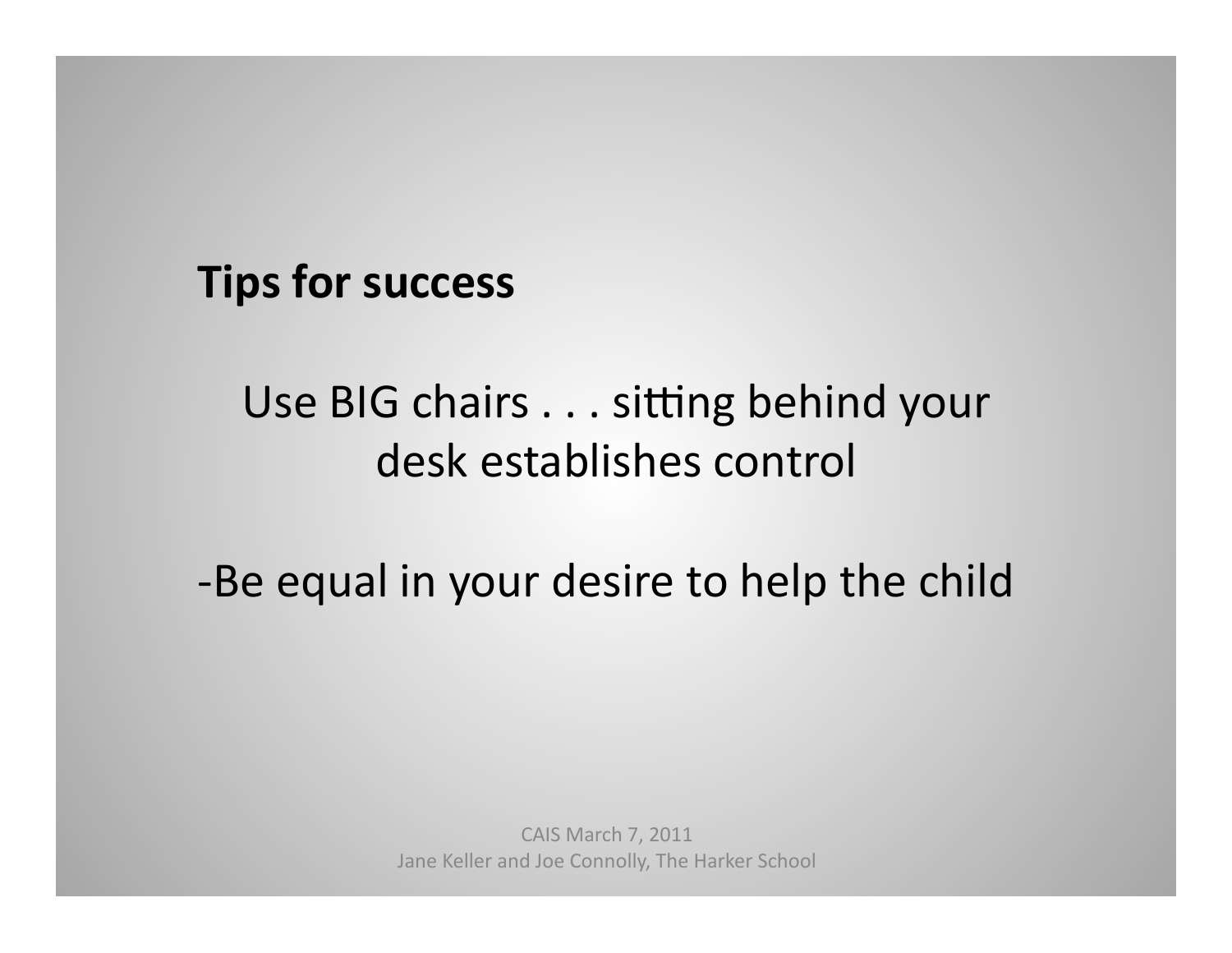**Tips for success**

Use BIG chairs . . . sitting behind your desk establishes control

-Be equal in your desire to help the child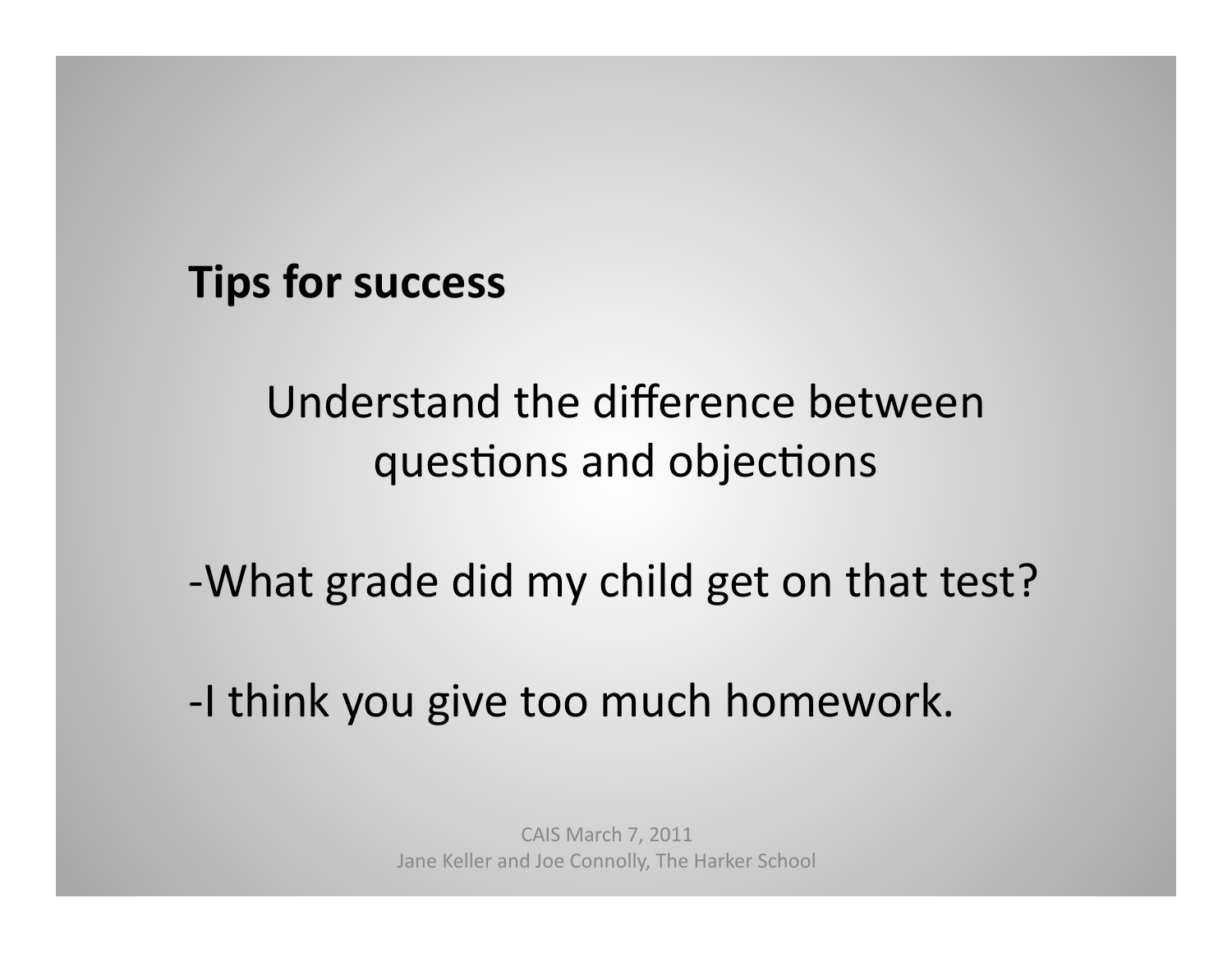**Tips for success**

Understand the difference between questions and objections

-What grade did my child get on that test?

-I think you give too much homework.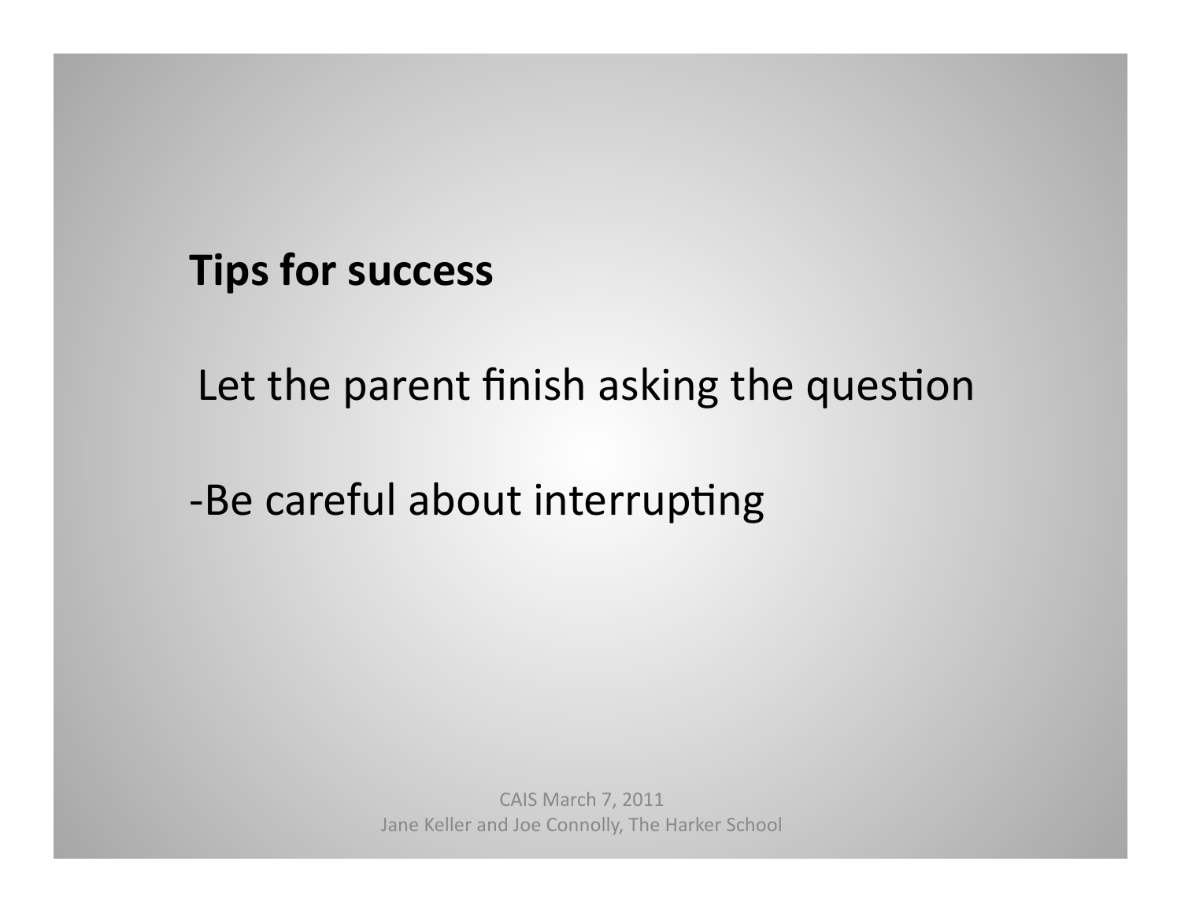**Tips for success**

Let the parent finish asking the question

-Be careful about interrupting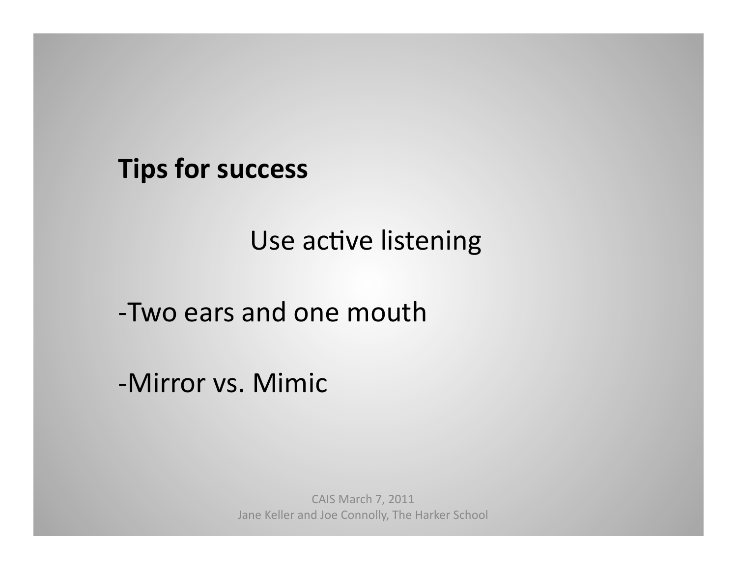**Tips for success**

Use active listening

-Two ears and one mouth

-Mirror vs. Mimic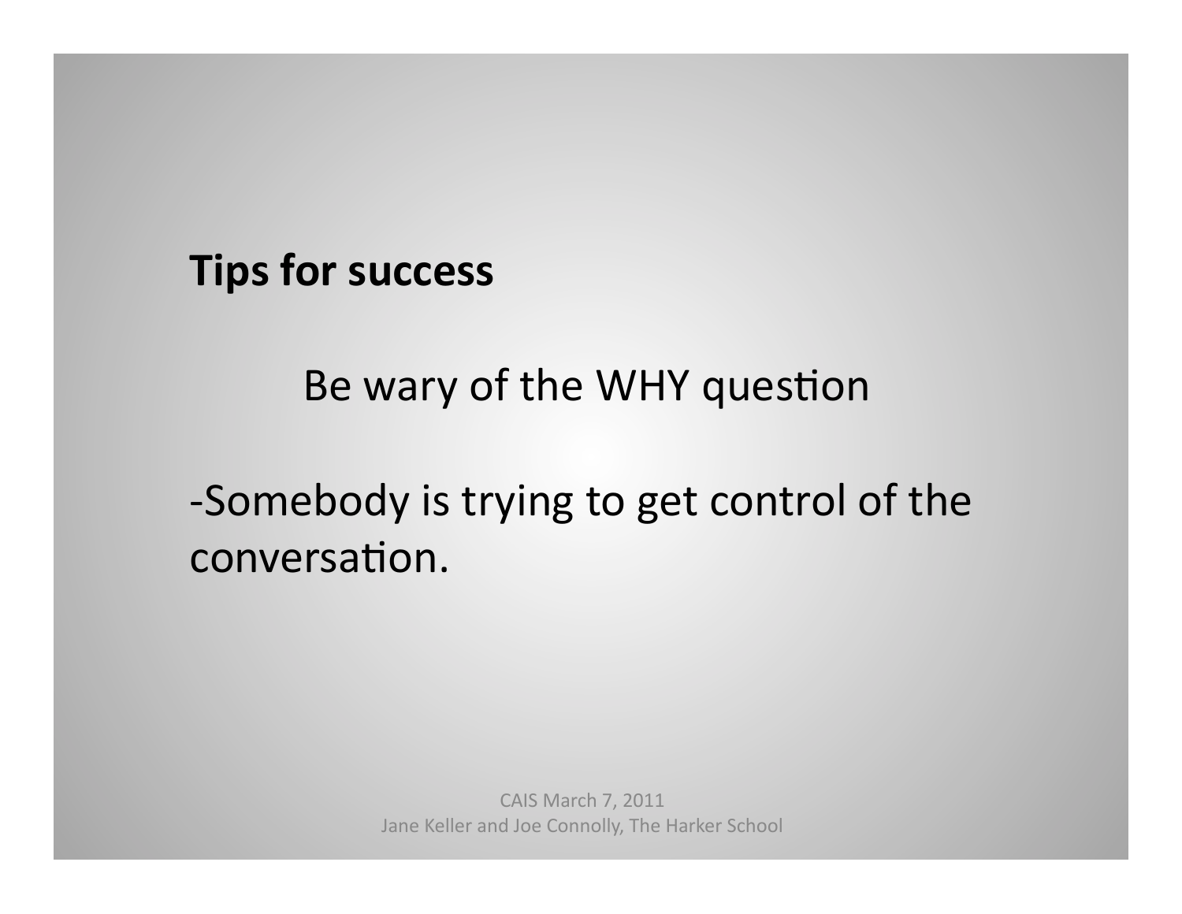**Tips for success**

Be wary of the WHY question

-Somebody is trying to get control of the conversation.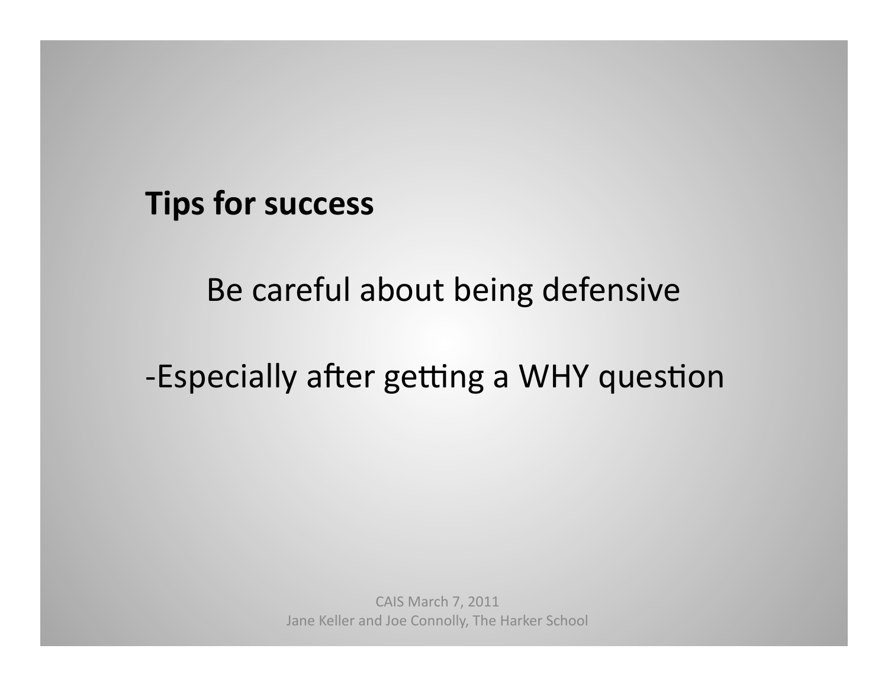**Tips for success**

Be careful about being defensive

-Especially after getting a WHY question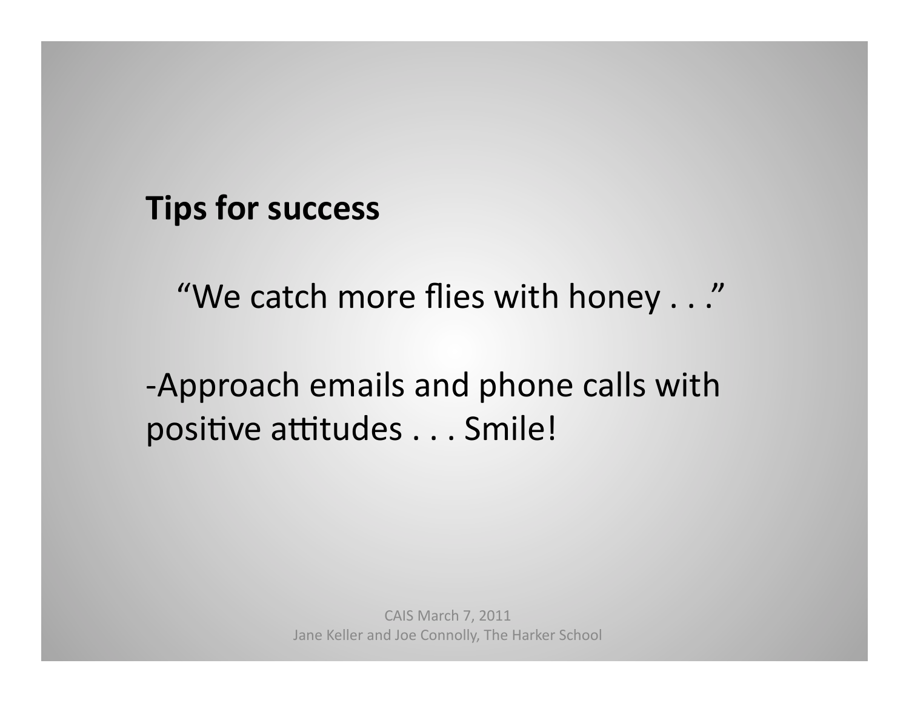**Tips for success**

"We catch more flies with honey . . ."

-Approach emails and phone calls with positive attitudes . . . Smile!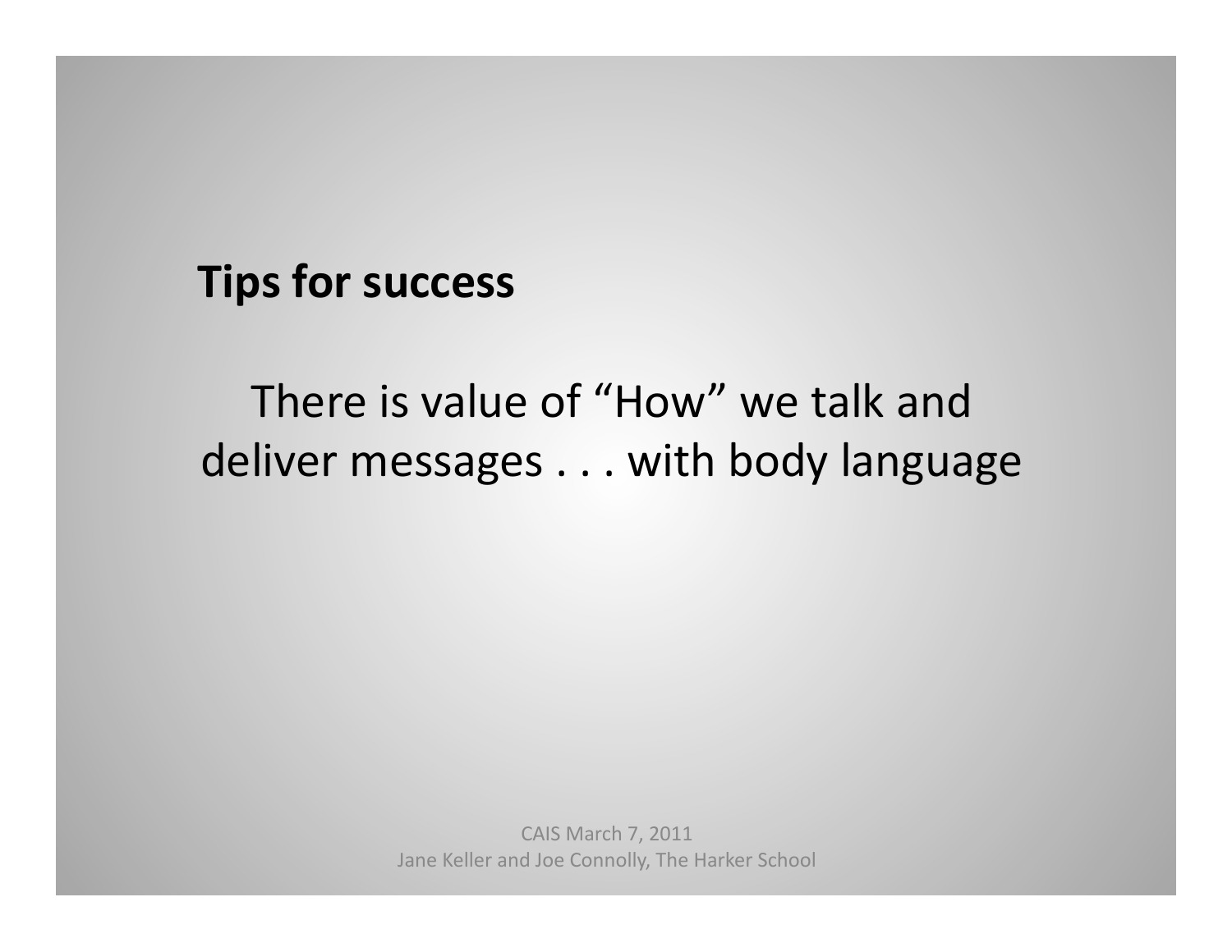**Tips for success**

There is value of "How" we talk and deliver messages . . . with body language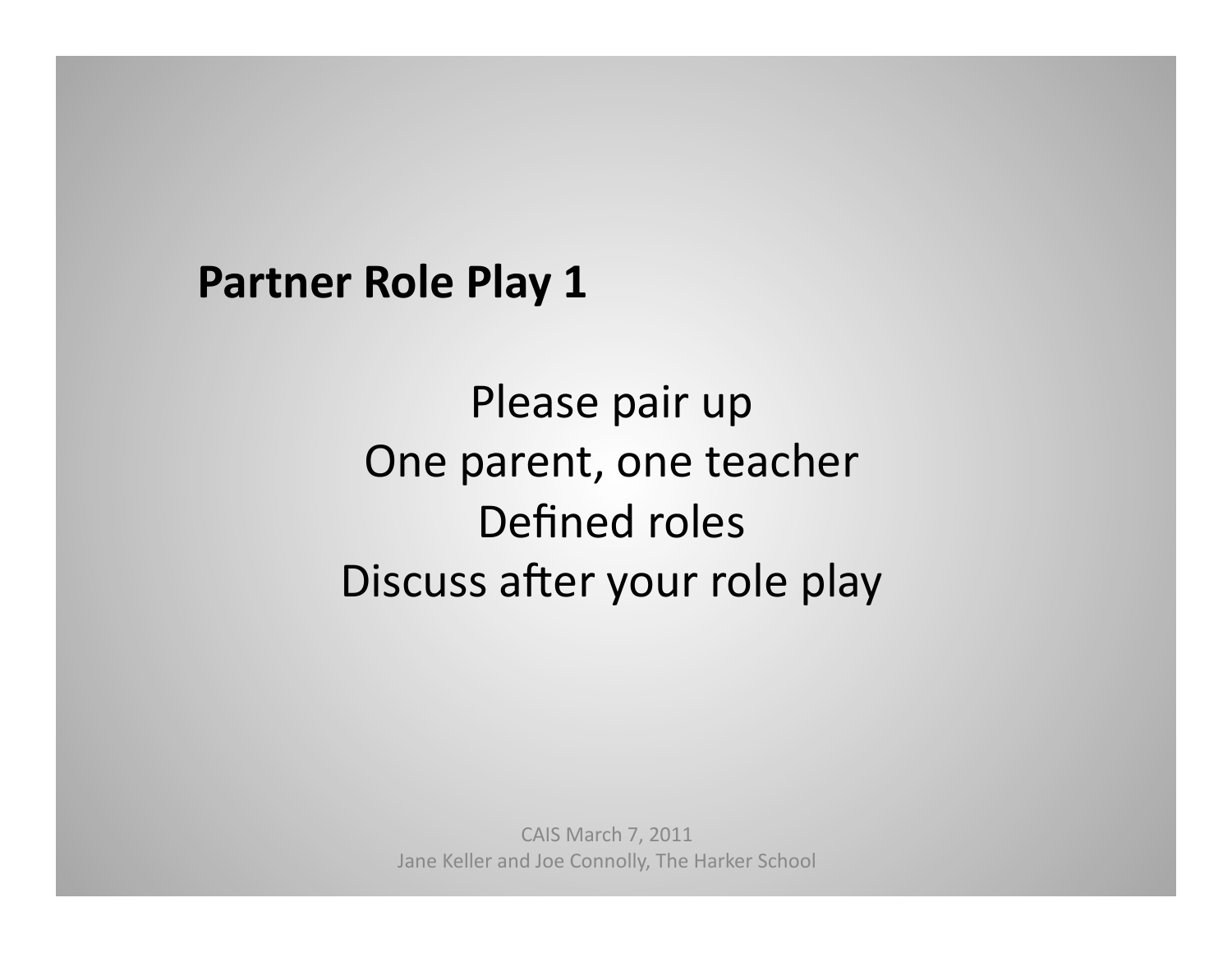## Partner Role Play 1

Please pair up
One parent, one teacher
Defined roles
Discuss after your role play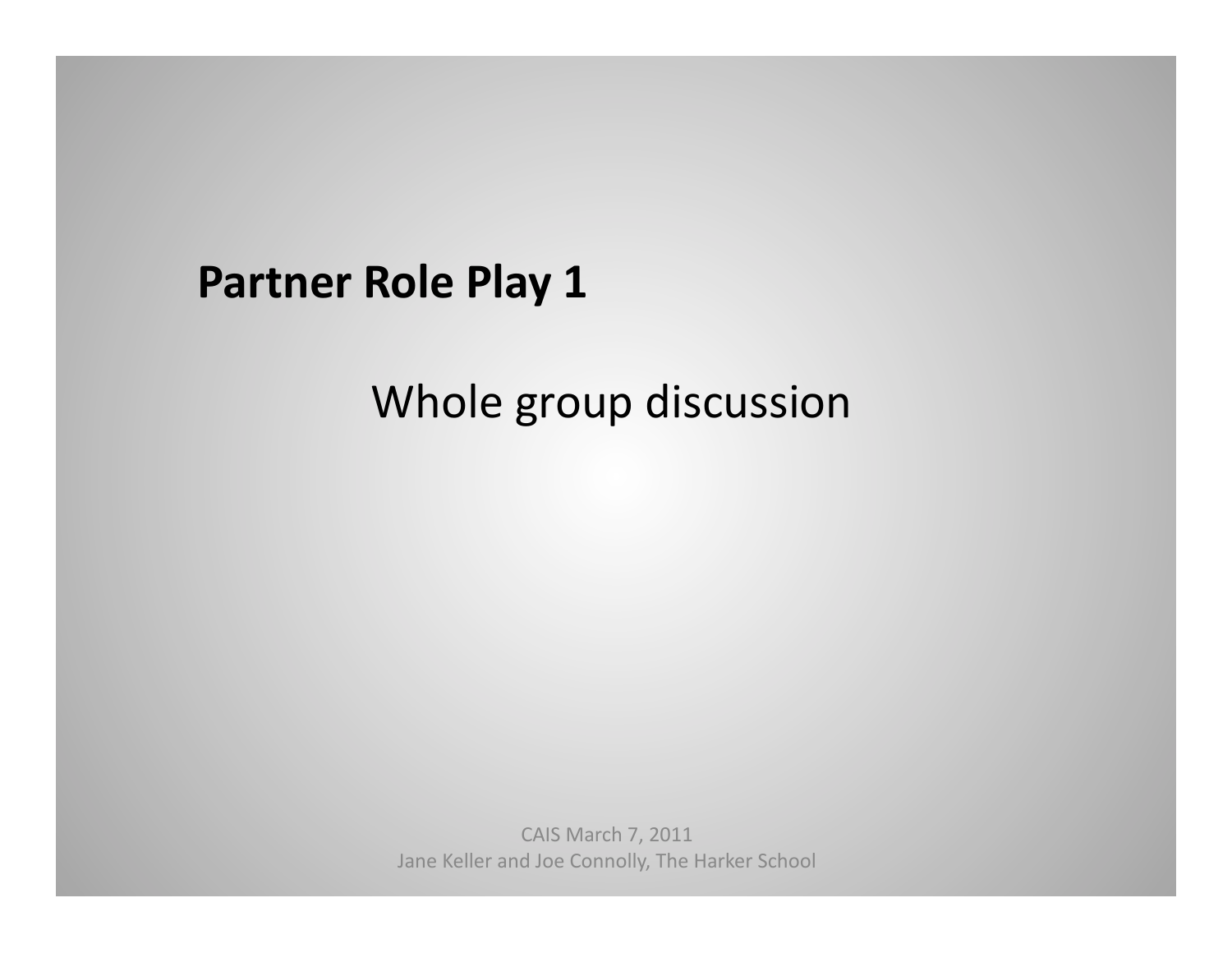**Partner Role Play 1**

Whole group discussion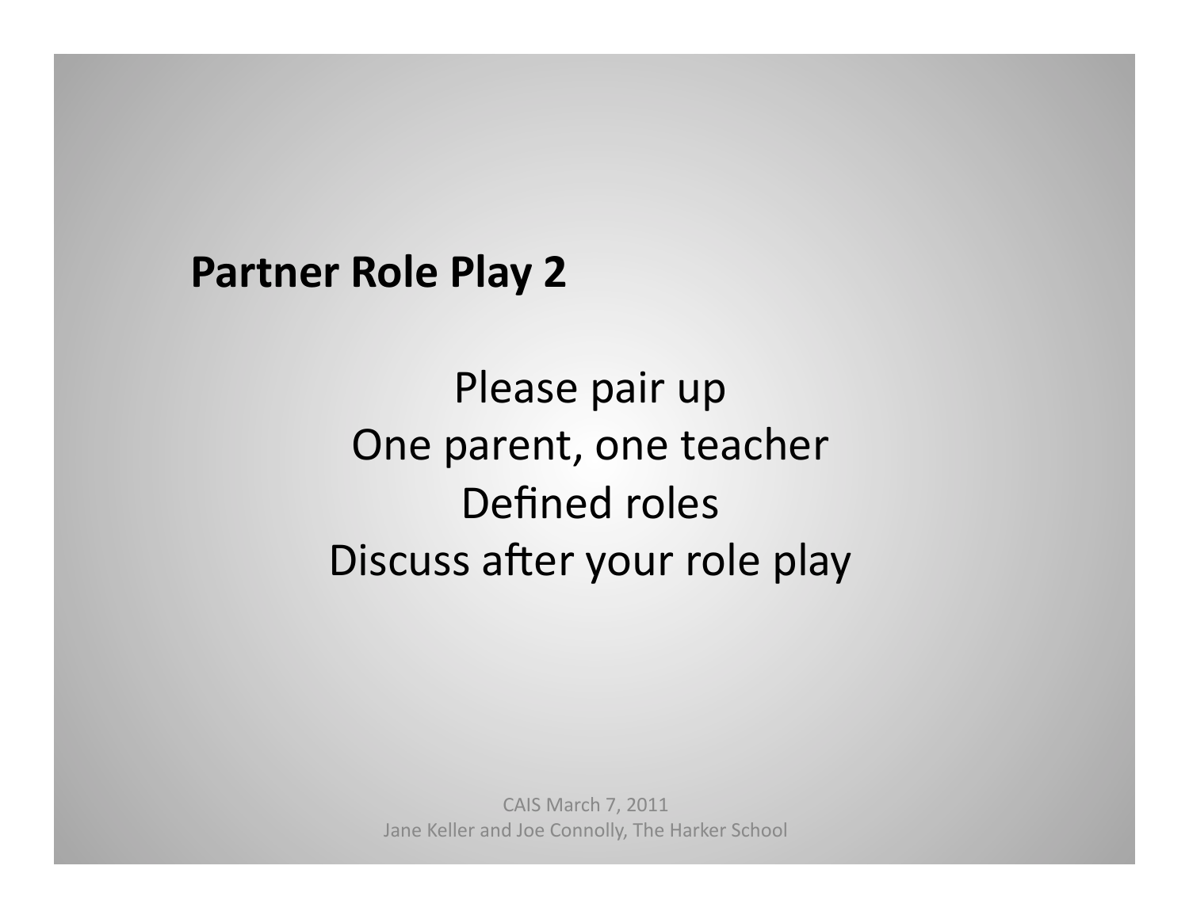**Partner Role Play 2**

Please pair up
One parent, one teacher
Defined roles
Discuss after your role play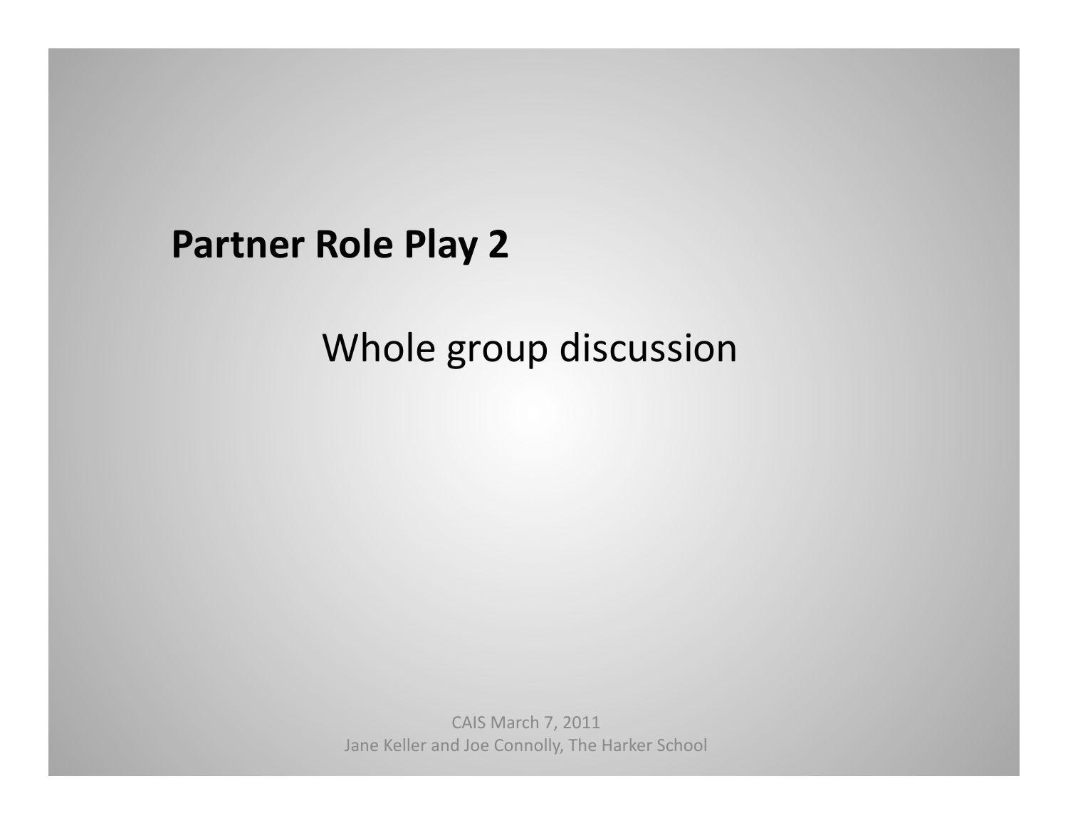**Partner Role Play 2**

Whole group discussion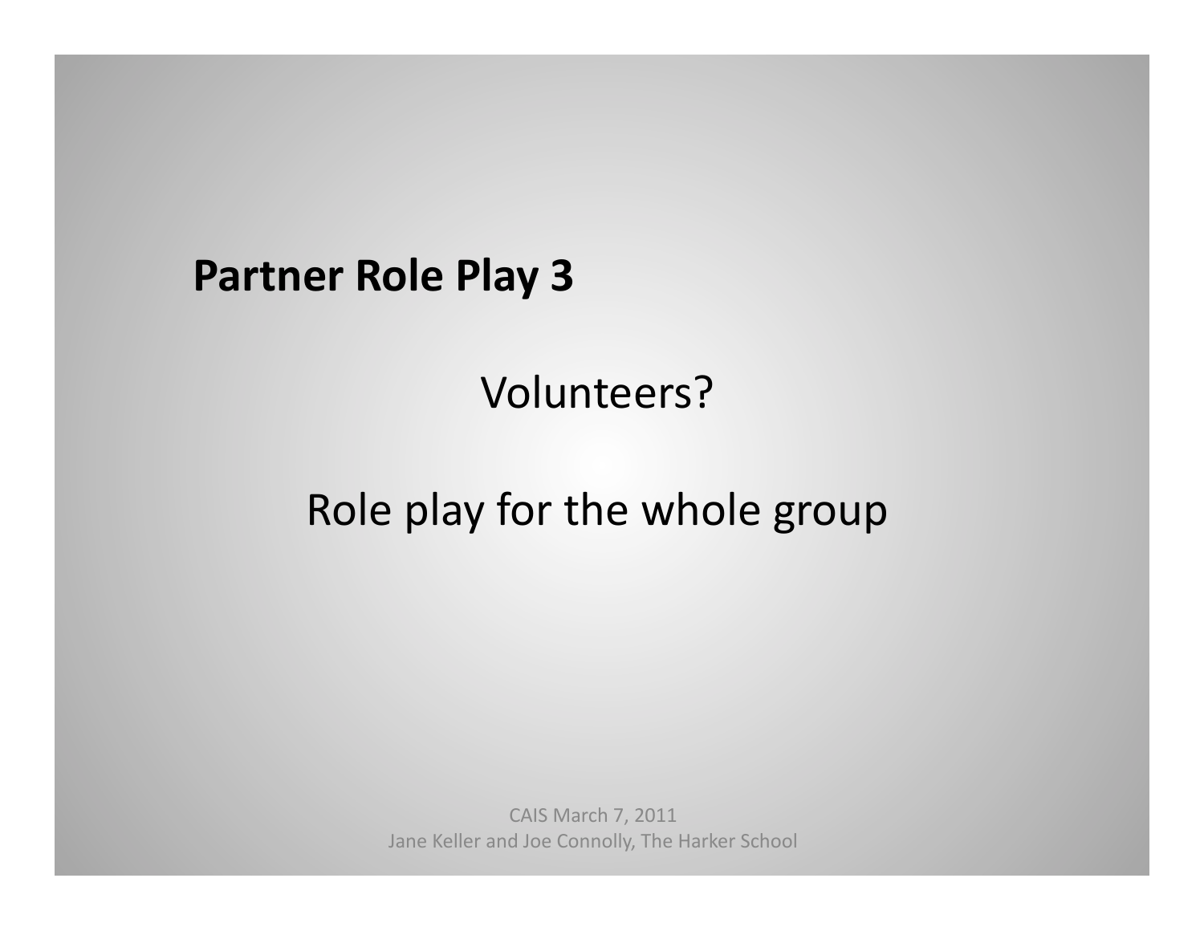**Partner Role Play 3**

Volunteers?

Role play for the whole group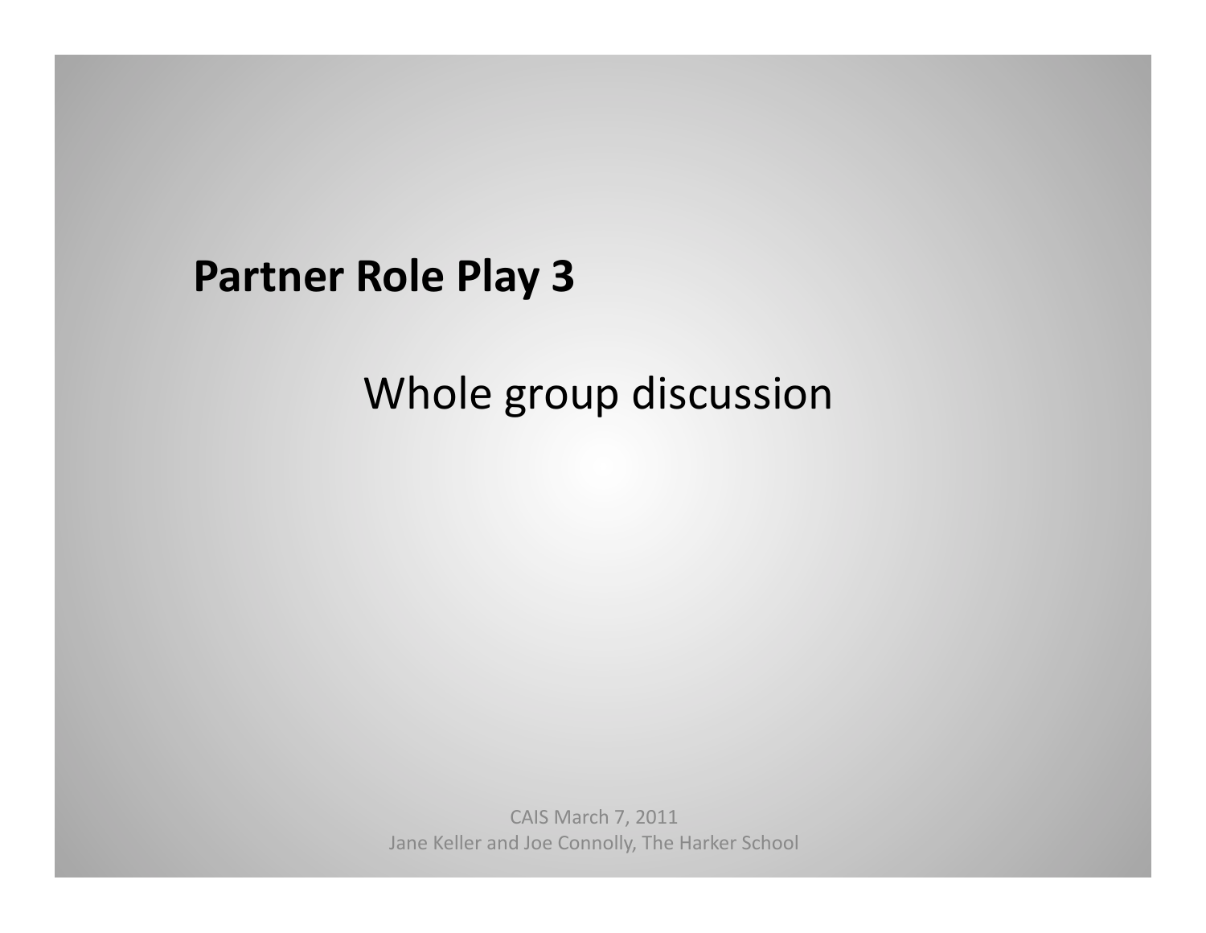## Partner Role Play 3

Whole group discussion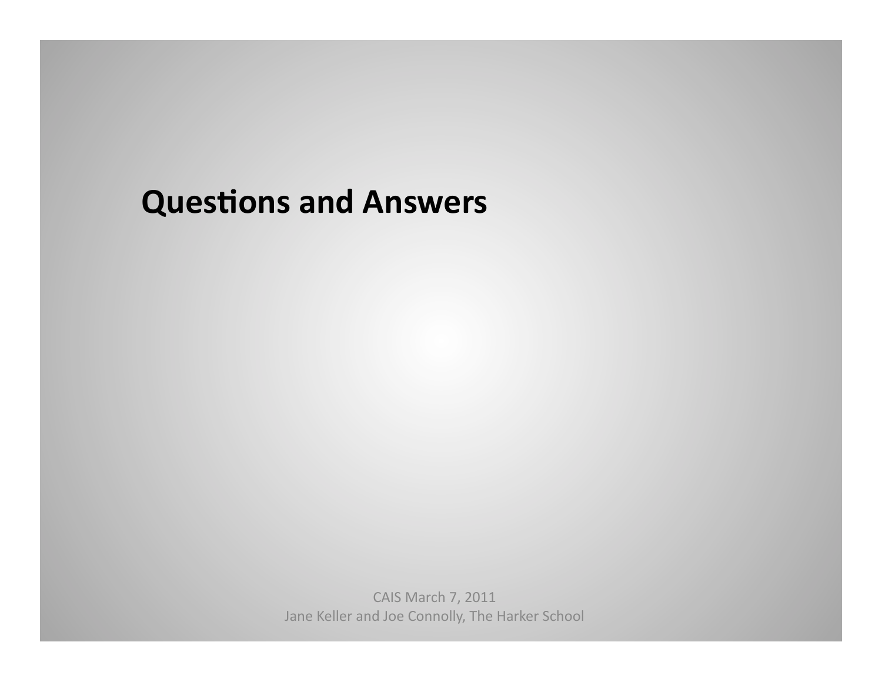# Questions and Answers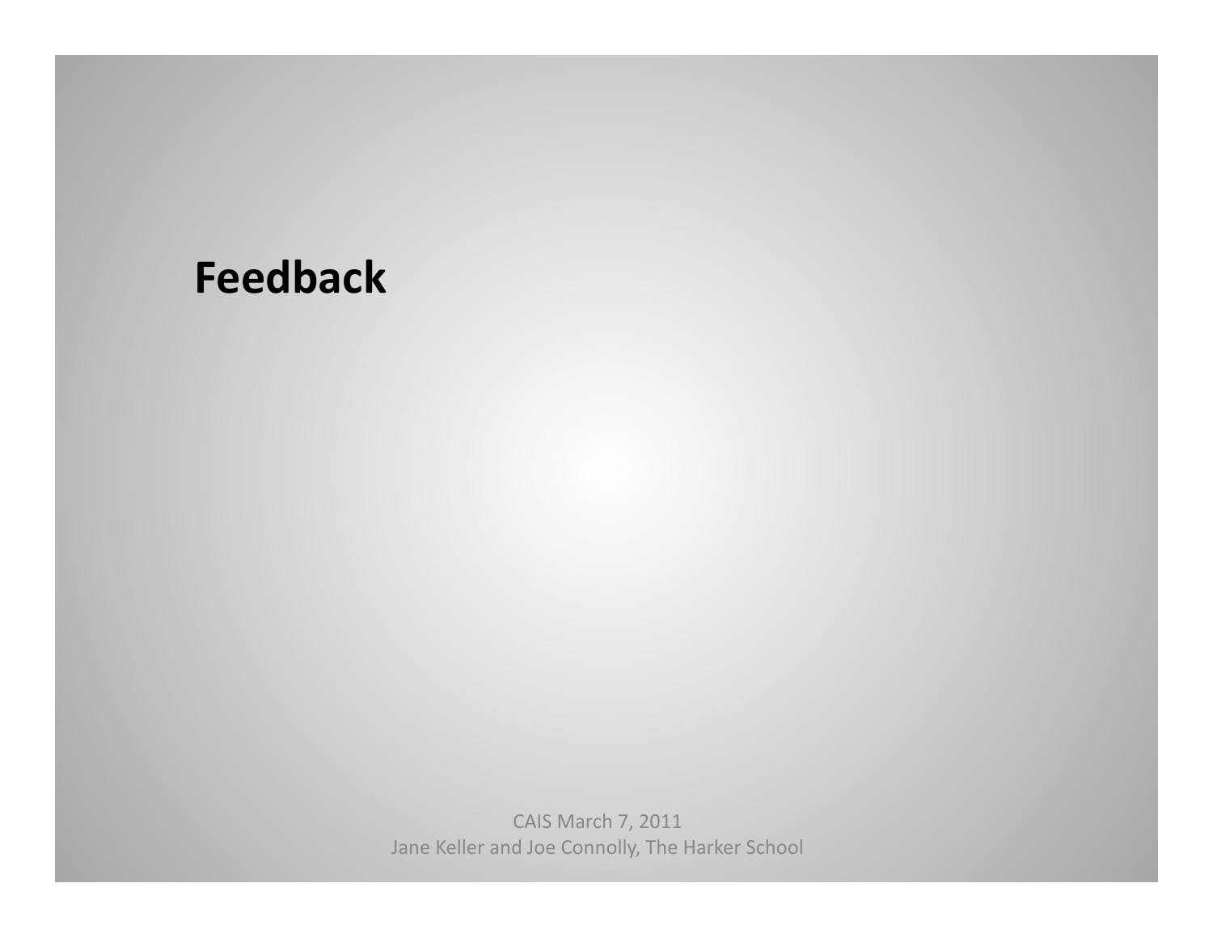# Feedback